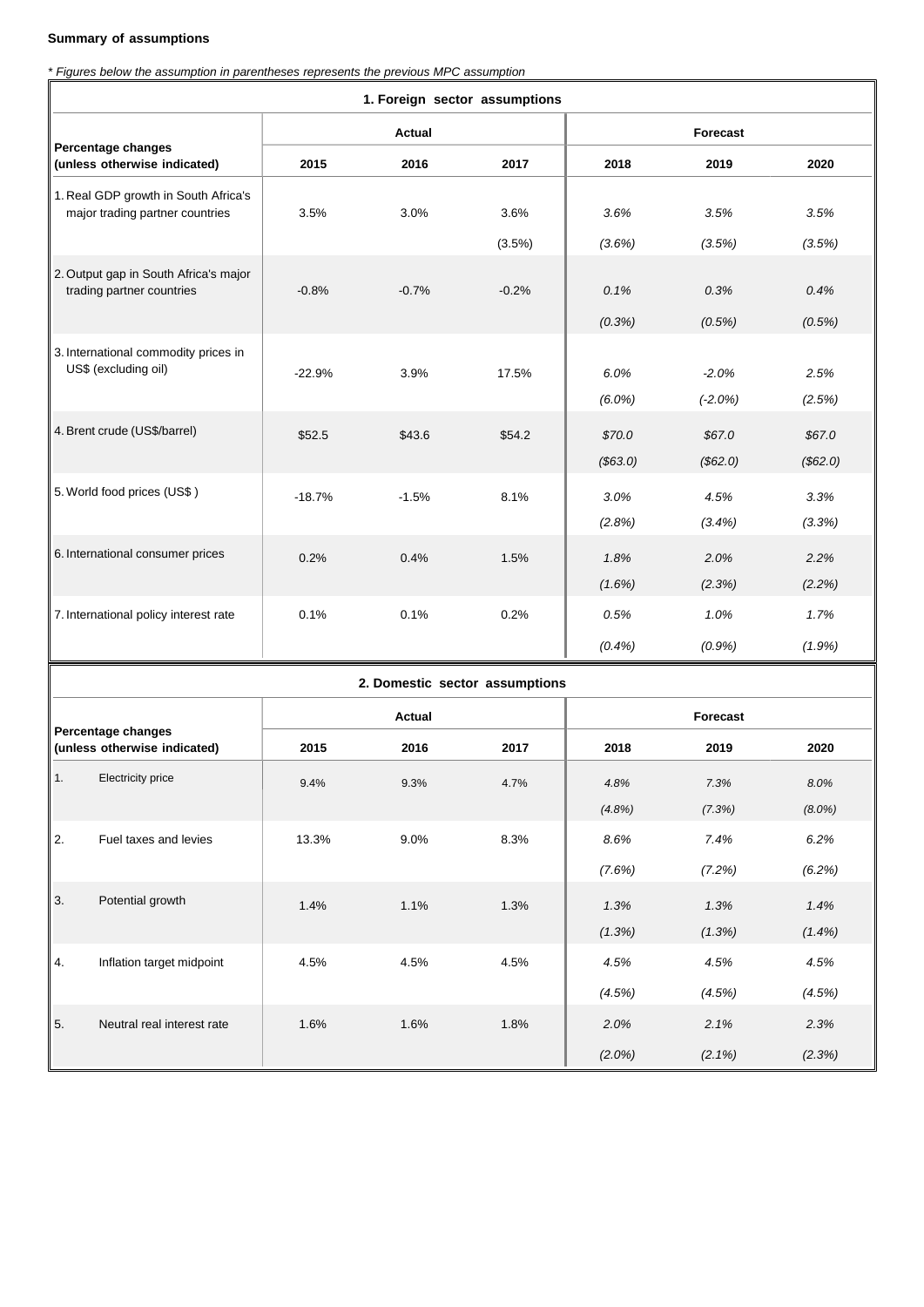**Summary of assumptions**

*\* Figures below the assumption in parentheses represents the previous MPC assumption*

| 1. Foreign sector assumptions | | | | | | |
|---|---|---|---|---|---|---|
| **Percentage changes (unless otherwise indicated)** | **Actual** | | | **Forecast** | | |
| | **2015** | **2016** | **2017** | **2018** | **2019** | **2020** |
| 1. Real GDP growth in South Africa's major trading partner countries | 3.5% | 3.0% | 3.6% | *3.6%* | *3.5%* | *3.5%* |
| | | | (3.5%) | *(3.6%)* | *(3.5%)* | *(3.5%)* |
| 2. Output gap in South Africa's major trading partner countries | -0.8% | -0.7% | -0.2% | *0.1%* | *0.3%* | *0.4%* |
| | | | | *(0.3%)* | *(0.5%)* | *(0.5%)* |
| 3. International commodity prices in US$ (excluding oil) | -22.9% | 3.9% | 17.5% | *6.0%* | *-2.0%* | *2.5%* |
| | | | | *(6.0%)* | *(-2.0%)* | *(2.5%)* |
| 4. Brent crude (US$/barrel) | $52.5 | $43.6 | $54.2 | *$70.0* | *$67.0* | *$67.0* |
| | | | | *($63.0)* | *($62.0)* | *($62.0)* |
| 5. World food prices (US$ ) | -18.7% | -1.5% | 8.1% | *3.0%* | *4.5%* | *3.3%* |
| | | | | *(2.8%)* | *(3.4%)* | *(3.3%)* |
| 6. International consumer prices | 0.2% | 0.4% | 1.5% | *1.8%* | *2.0%* | *2.2%* |
| | | | | *(1.6%)* | *(2.3%)* | *(2.2%)* |
| 7. International policy interest rate | 0.1% | 0.1% | 0.2% | *0.5%* | *1.0%* | *1.7%* |
| | | | | *(0.4%)* | *(0.9%)* | *(1.9%)* |

| 2. Domestic sector assumptions | | | | | | |
|---|---|---|---|---|---|---|
| **Percentage changes (unless otherwise indicated)** | **Actual** | | | **Forecast** | | |
| | **2015** | **2016** | **2017** | **2018** | **2019** | **2020** |
| 1. Electricity price | 9.4% | 9.3% | 4.7% | *4.8%* | *7.3%* | *8.0%* |
| | | | | *(4.8%)* | *(7.3%)* | *(8.0%)* |
| 2. Fuel taxes and levies | 13.3% | 9.0% | 8.3% | *8.6%* | *7.4%* | *6.2%* |
| | | | | *(7.6%)* | *(7.2%)* | *(6.2%)* |
| 3. Potential growth | 1.4% | 1.1% | 1.3% | *1.3%* | *1.3%* | *1.4%* |
| | | | | *(1.3%)* | *(1.3%)* | *(1.4%)* |
| 4. Inflation target midpoint | 4.5% | 4.5% | 4.5% | *4.5%* | *4.5%* | *4.5%* |
| | | | | *(4.5%)* | *(4.5%)* | *(4.5%)* |
| 5. Neutral real interest rate | 1.6% | 1.6% | 1.8% | *2.0%* | *2.1%* | *2.3%* |
| | | | | *(2.0%)* | *(2.1%)* | *(2.3%)* |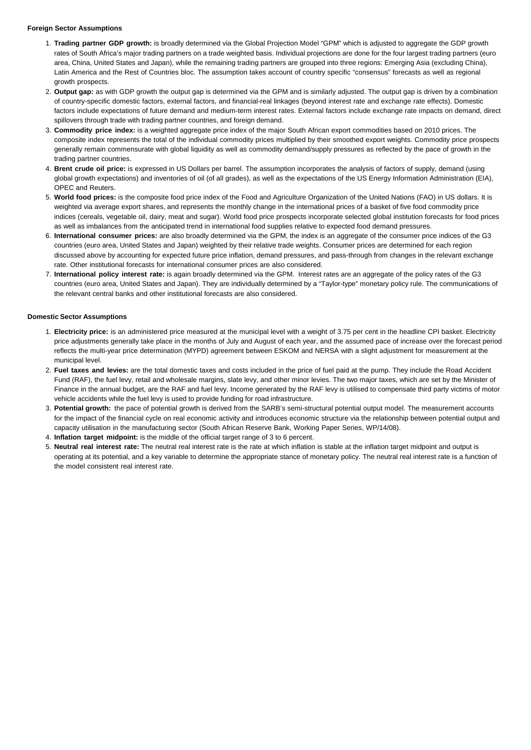**Foreign Sector Assumptions**

1. **Trading partner GDP growth:** is broadly determined via the Global Projection Model "GPM" which is adjusted to aggregate the GDP growth rates of South Africa's major trading partners on a trade weighted basis. Individual projections are done for the four largest trading partners (euro area, China, United States and Japan), while the remaining trading partners are grouped into three regions: Emerging Asia (excluding China), Latin America and the Rest of Countries bloc. The assumption takes account of country specific "consensus" forecasts as well as regional growth prospects.
2. **Output gap:** as with GDP growth the output gap is determined via the GPM and is similarly adjusted. The output gap is driven by a combination of country-specific domestic factors, external factors, and financial-real linkages (beyond interest rate and exchange rate effects). Domestic factors include expectations of future demand and medium-term interest rates. External factors include exchange rate impacts on demand, direct spillovers through trade with trading partner countries, and foreign demand.
3. **Commodity price index:** is a weighted aggregate price index of the major South African export commodities based on 2010 prices. The composite index represents the total of the individual commodity prices multiplied by their smoothed export weights. Commodity price prospects generally remain commensurate with global liquidity as well as commodity demand/supply pressures as reflected by the pace of growth in the trading partner countries.
4. **Brent crude oil price:** is expressed in US Dollars per barrel. The assumption incorporates the analysis of factors of supply, demand (using global growth expectations) and inventories of oil (of all grades), as well as the expectations of the US Energy Information Administration (EIA), OPEC and Reuters.
5. **World food prices:** is the composite food price index of the Food and Agriculture Organization of the United Nations (FAO) in US dollars. It is weighted via average export shares, and represents the monthly change in the international prices of a basket of five food commodity price indices (cereals, vegetable oil, dairy, meat and sugar). World food price prospects incorporate selected global institution forecasts for food prices as well as imbalances from the anticipated trend in international food supplies relative to expected food demand pressures.
6. **International consumer prices:** are also broadly determined via the GPM, the index is an aggregate of the consumer price indices of the G3 countries (euro area, United States and Japan) weighted by their relative trade weights. Consumer prices are determined for each region discussed above by accounting for expected future price inflation, demand pressures, and pass-through from changes in the relevant exchange rate. Other institutional forecasts for international consumer prices are also considered.
7. **International policy interest rate:** is again broadly determined via the GPM. Interest rates are an aggregate of the policy rates of the G3 countries (euro area, United States and Japan). They are individually determined by a "Taylor-type" monetary policy rule. The communications of the relevant central banks and other institutional forecasts are also considered.

**Domestic Sector Assumptions**

1. **Electricity price:** is an administered price measured at the municipal level with a weight of 3.75 per cent in the headline CPI basket. Electricity price adjustments generally take place in the months of July and August of each year, and the assumed pace of increase over the forecast period reflects the multi-year price determination (MYPD) agreement between ESKOM and NERSA with a slight adjustment for measurement at the municipal level.
2. **Fuel taxes and levies:** are the total domestic taxes and costs included in the price of fuel paid at the pump. They include the Road Accident Fund (RAF), the fuel levy, retail and wholesale margins, slate levy, and other minor levies. The two major taxes, which are set by the Minister of Finance in the annual budget, are the RAF and fuel levy. Income generated by the RAF levy is utilised to compensate third party victims of motor vehicle accidents while the fuel levy is used to provide funding for road infrastructure.
3. **Potential growth:** the pace of potential growth is derived from the SARB's semi-structural potential output model. The measurement accounts for the impact of the financial cycle on real economic activity and introduces economic structure via the relationship between potential output and capacity utilisation in the manufacturing sector (South African Reserve Bank, Working Paper Series, WP/14/08).
4. **Inflation target midpoint:** is the middle of the official target range of 3 to 6 percent.
5. **Neutral real interest rate:** The neutral real interest rate is the rate at which inflation is stable at the inflation target midpoint and output is operating at its potential, and a key variable to determine the appropriate stance of monetary policy. The neutral real interest rate is a function of the model consistent real interest rate.